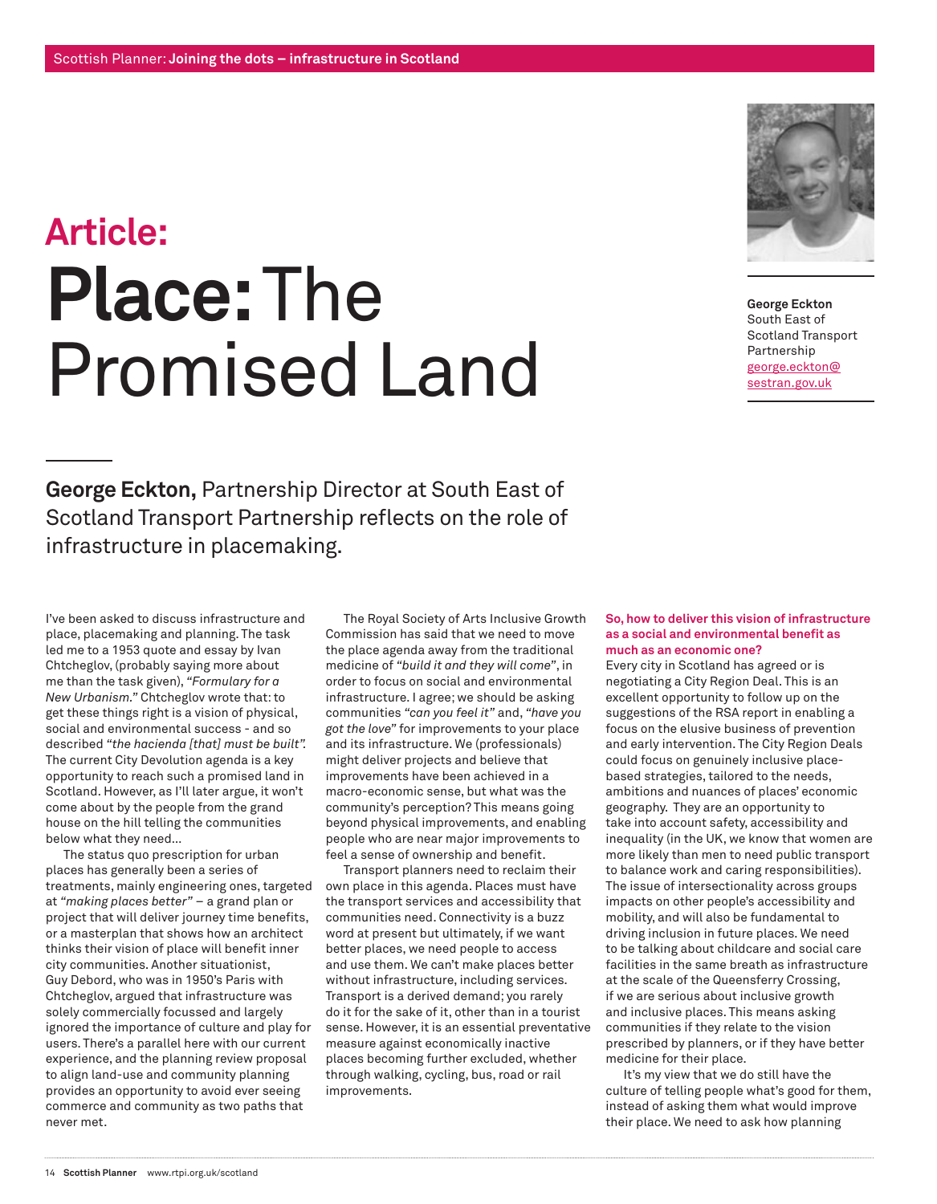# Article:

# **Place:** The Promised Land

**George Eckton**
South East of Scotland Transport Partnership
george.eckton@sestran.gov.uk

**George Eckton,** Partnership Director at South East of Scotland Transport Partnership reflects on the role of infrastructure in placemaking.

I've been asked to discuss infrastructure and place, placemaking and planning. The task led me to a 1953 quote and essay by Ivan Chtcheglov, (probably saying more about me than the task given), *"Formulary for a New Urbanism."* Chtcheglov wrote that: to get these things right is a vision of physical, social and environmental success - and so described *"the hacienda [that] must be built".* The current City Devolution agenda is a key opportunity to reach such a promised land in Scotland. However, as I'll later argue, it won't come about by the people from the grand house on the hill telling the communities below what they need...

The status quo prescription for urban places has generally been a series of treatments, mainly engineering ones, targeted at *"making places better"* – a grand plan or project that will deliver journey time benefits, or a masterplan that shows how an architect thinks their vision of place will benefit inner city communities. Another situationist, Guy Debord, who was in 1950's Paris with Chtcheglov, argued that infrastructure was solely commercially focussed and largely ignored the importance of culture and play for users. There's a parallel here with our current experience, and the planning review proposal to align land-use and community planning provides an opportunity to avoid ever seeing commerce and community as two paths that never met.

The Royal Society of Arts Inclusive Growth Commission has said that we need to move the place agenda away from the traditional medicine of *"build it and they will come"*, in order to focus on social and environmental infrastructure. I agree; we should be asking communities *"can you feel it"* and, *"have you got the love"* for improvements to your place and its infrastructure. We (professionals) might deliver projects and believe that improvements have been achieved in a macro-economic sense, but what was the community's perception? This means going beyond physical improvements, and enabling people who are near major improvements to feel a sense of ownership and benefit.

Transport planners need to reclaim their own place in this agenda. Places must have the transport services and accessibility that communities need. Connectivity is a buzz word at present but ultimately, if we want better places, we need people to access and use them. We can't make places better without infrastructure, including services. Transport is a derived demand; you rarely do it for the sake of it, other than in a tourist sense. However, it is an essential preventative measure against economically inactive places becoming further excluded, whether through walking, cycling, bus, road or rail improvements.

### So, how to deliver this vision of infrastructure as a social and environmental benefit as much as an economic one?

Every city in Scotland has agreed or is negotiating a City Region Deal. This is an excellent opportunity to follow up on the suggestions of the RSA report in enabling a focus on the elusive business of prevention and early intervention. The City Region Deals could focus on genuinely inclusive place-based strategies, tailored to the needs, ambitions and nuances of places' economic geography. They are an opportunity to take into account safety, accessibility and inequality (in the UK, we know that women are more likely than men to need public transport to balance work and caring responsibilities). The issue of intersectionality across groups impacts on other people's accessibility and mobility, and will also be fundamental to driving inclusion in future places. We need to be talking about childcare and social care facilities in the same breath as infrastructure at the scale of the Queensferry Crossing, if we are serious about inclusive growth and inclusive places. This means asking communities if they relate to the vision prescribed by planners, or if they have better medicine for their place.

It's my view that we do still have the culture of telling people what's good for them, instead of asking them what would improve their place. We need to ask how planning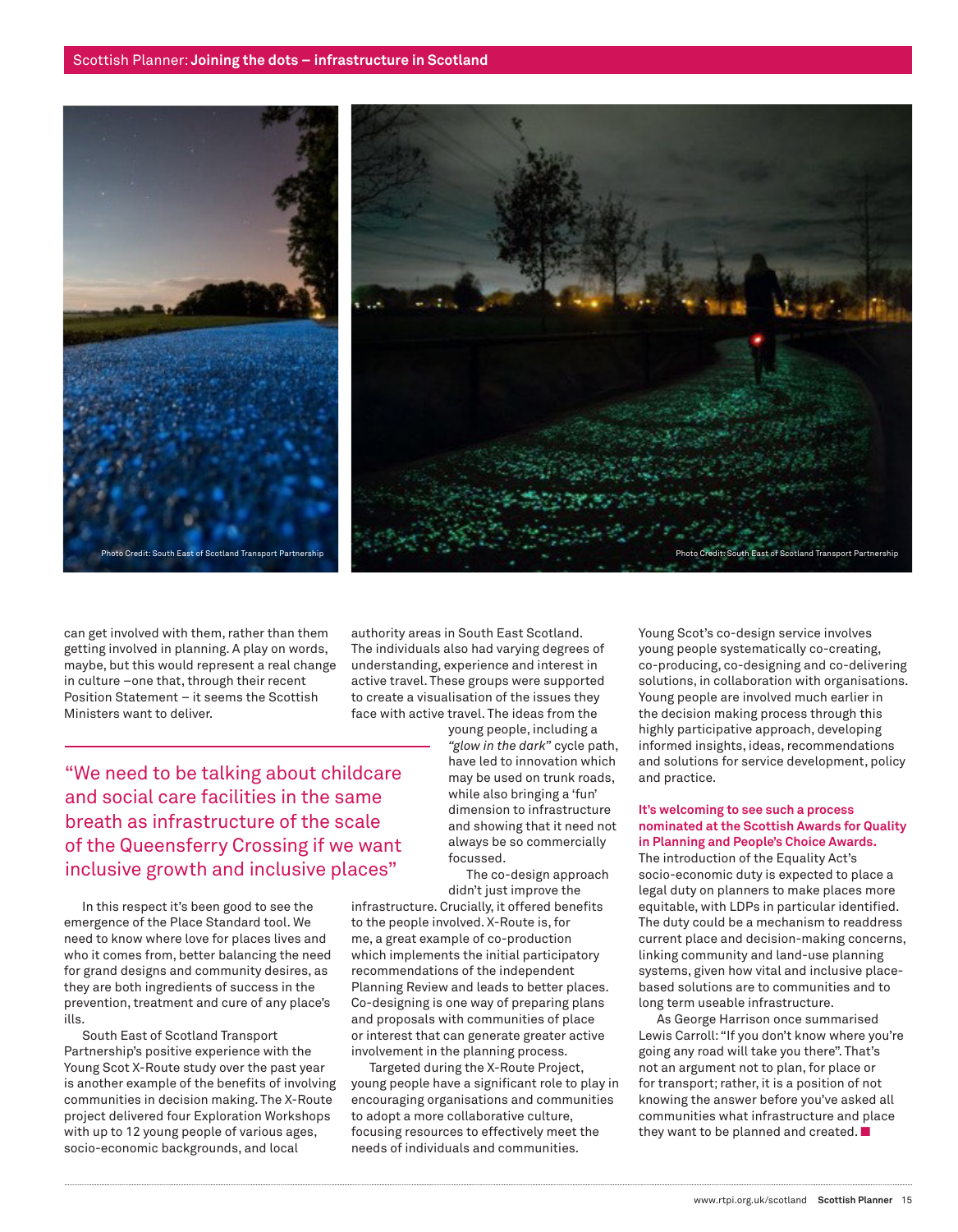Photo Credit: South East of Scotland Transport Partnership

Photo Credit: South East of Scotland Transport Partnership

can get involved with them, rather than them getting involved in planning. A play on words, maybe, but this would represent a real change in culture –one that, through their recent Position Statement – it seems the Scottish Ministers want to deliver.

> "We need to be talking about childcare and social care facilities in the same breath as infrastructure of the scale of the Queensferry Crossing if we want inclusive growth and inclusive places"

In this respect it's been good to see the emergence of the Place Standard tool. We need to know where love for places lives and who it comes from, better balancing the need for grand designs and community desires, as they are both ingredients of success in the prevention, treatment and cure of any place's ills.

South East of Scotland Transport Partnership's positive experience with the Young Scot X-Route study over the past year is another example of the benefits of involving communities in decision making. The X-Route project delivered four Exploration Workshops with up to 12 young people of various ages, socio-economic backgrounds, and local authority areas in South East Scotland. The individuals also had varying degrees of understanding, experience and interest in active travel. These groups were supported to create a visualisation of the issues they face with active travel. The ideas from the young people, including a *"glow in the dark"* cycle path, have led to innovation which may be used on trunk roads, while also bringing a 'fun' dimension to infrastructure and showing that it need not always be so commercially focussed.

The co-design approach didn't just improve the infrastructure. Crucially, it offered benefits to the people involved. X-Route is, for me, a great example of co-production which implements the initial participatory recommendations of the independent Planning Review and leads to better places. Co-designing is one way of preparing plans and proposals with communities of place or interest that can generate greater active involvement in the planning process.

Targeted during the X-Route Project, young people have a significant role to play in encouraging organisations and communities to adopt a more collaborative culture, focusing resources to effectively meet the needs of individuals and communities.

Young Scot's co-design service involves young people systematically co-creating, co-producing, co-designing and co-delivering solutions, in collaboration with organisations. Young people are involved much earlier in the decision making process through this highly participative approach, developing informed insights, ideas, recommendations and solutions for service development, policy and practice.

**It's welcoming to see such a process nominated at the Scottish Awards for Quality in Planning and People's Choice Awards.**

The introduction of the Equality Act's socio-economic duty is expected to place a legal duty on planners to make places more equitable, with LDPs in particular identified. The duty could be a mechanism to readdress current place and decision-making concerns, linking community and land-use planning systems, given how vital and inclusive place-based solutions are to communities and to long term useable infrastructure.

As George Harrison once summarised Lewis Carroll: "If you don't know where you're going any road will take you there". That's not an argument not to plan, for place or for transport; rather, it is a position of not knowing the answer before you've asked all communities what infrastructure and place they want to be planned and created. ■